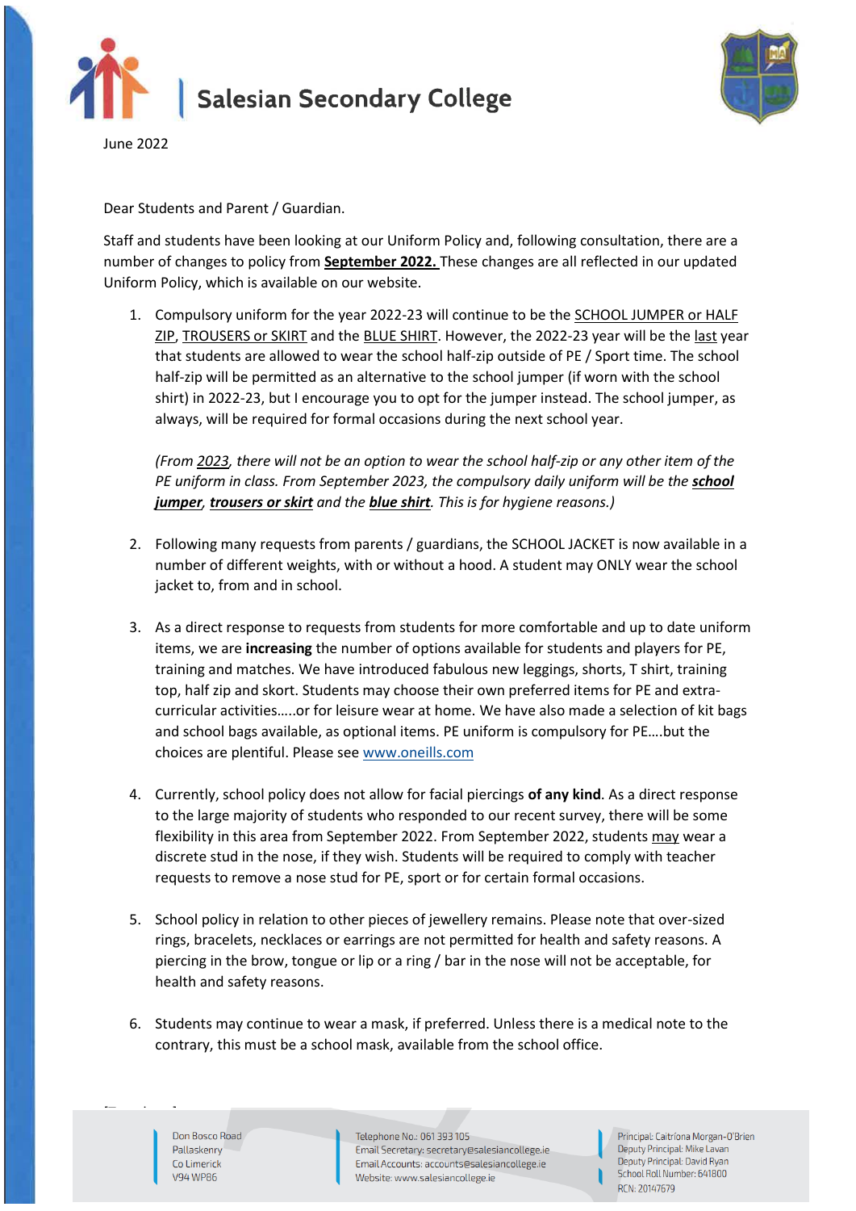# Salesian Secondary College

June 2022

Dear Students and Parent / Guardian.

Staff and students have been looking at our Uniform Policy and, following consultation, there are a number of changes to policy from **September 2022.** These changes are all reflected in our updated Uniform Policy, which is available on our website.

1. Compulsory uniform for the year 2022-23 will continue to be the SCHOOL JUMPER or HALF ZIP, TROUSERS or SKIRT and the BLUE SHIRT. However, the 2022-23 year will be the last year that students are allowed to wear the school half-zip outside of PE / Sport time. The school half-zip will be permitted as an alternative to the school jumper (if worn with the school shirt) in 2022-23, but I encourage you to opt for the jumper instead. The school jumper, as always, will be required for formal occasions during the next school year.

   *(From 2023, there will not be an option to wear the school half-zip or any other item of the PE uniform in class. From September 2023, the compulsory daily uniform will be the **school jumper**, **trousers or skirt** and the **blue shirt**. This is for hygiene reasons.)*

2. Following many requests from parents / guardians, the SCHOOL JACKET is now available in a number of different weights, with or without a hood. A student may ONLY wear the school jacket to, from and in school.

3. As a direct response to requests from students for more comfortable and up to date uniform items, we are **increasing** the number of options available for students and players for PE, training and matches. We have introduced fabulous new leggings, shorts, T shirt, training top, half zip and skort. Students may choose their own preferred items for PE and extra-curricular activities…..or for leisure wear at home. We have also made a selection of kit bags and school bags available, as optional items. PE uniform is compulsory for PE….but the choices are plentiful. Please see www.oneills.com

4. Currently, school policy does not allow for facial piercings **of any kind**. As a direct response to the large majority of students who responded to our recent survey, there will be some flexibility in this area from September 2022. From September 2022, students may wear a discrete stud in the nose, if they wish. Students will be required to comply with teacher requests to remove a nose stud for PE, sport or for certain formal occasions.

5. School policy in relation to other pieces of jewellery remains. Please note that over-sized rings, bracelets, necklaces or earrings are not permitted for health and safety reasons. A piercing in the brow, tongue or lip or a ring / bar in the nose will not be acceptable, for health and safety reasons.

6. Students may continue to wear a mask, if preferred. Unless there is a medical note to the contrary, this must be a school mask, available from the school office.

Don Bosco Road
Pallaskenry
Co Limerick
V94 WP86

Telephone No.: 061 393 105
Email Secretary: secretary@salesiancollege.ie
Email Accounts: accounts@salesiancollege.ie
Website: www.salesiancollege.ie

Principal: Caitríona Morgan-O'Brien
Deputy Principal: Mike Lavan
Deputy Principal: David Ryan
School Roll Number: 64180O
RCN: 20147679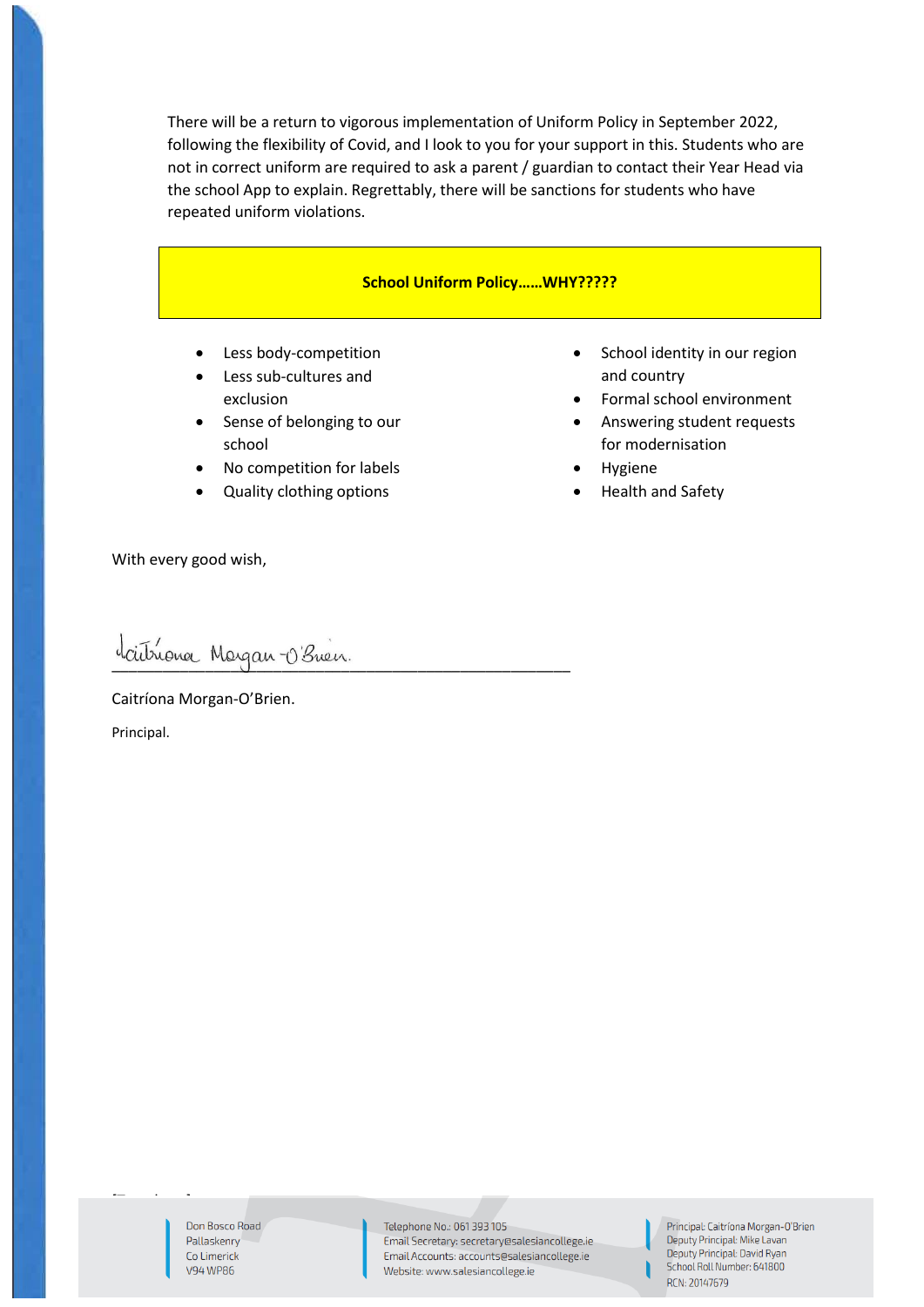There will be a return to vigorous implementation of Uniform Policy in September 2022, following the flexibility of Covid, and I look to you for your support in this. Students who are not in correct uniform are required to ask a parent / guardian to contact their Year Head via the school App to explain. Regrettably, there will be sanctions for students who have repeated uniform violations.

**School Uniform Policy……WHY?????**

- Less body-competition
- Less sub-cultures and exclusion
- Sense of belonging to our school
- No competition for labels
- Quality clothing options
- School identity in our region and country
- Formal school environment
- Answering student requests for modernisation
- Hygiene
- Health and Safety

With every good wish,

Caitríona Morgan-O'Brien.

Principal.

Don Bosco Road
Pallaskenry
Co Limerick
V94 WP86

Telephone No.: 061 393 105
Email Secretary: secretary@salesiancollege.ie
Email Accounts: accounts@salesiancollege.ie
Website: www.salesiancollege.ie

Principal: Caitríona Morgan-O'Brien
Deputy Principal: Mike Lavan
Deputy Principal: David Ryan
School Roll Number: 64180O
RCN: 20147679